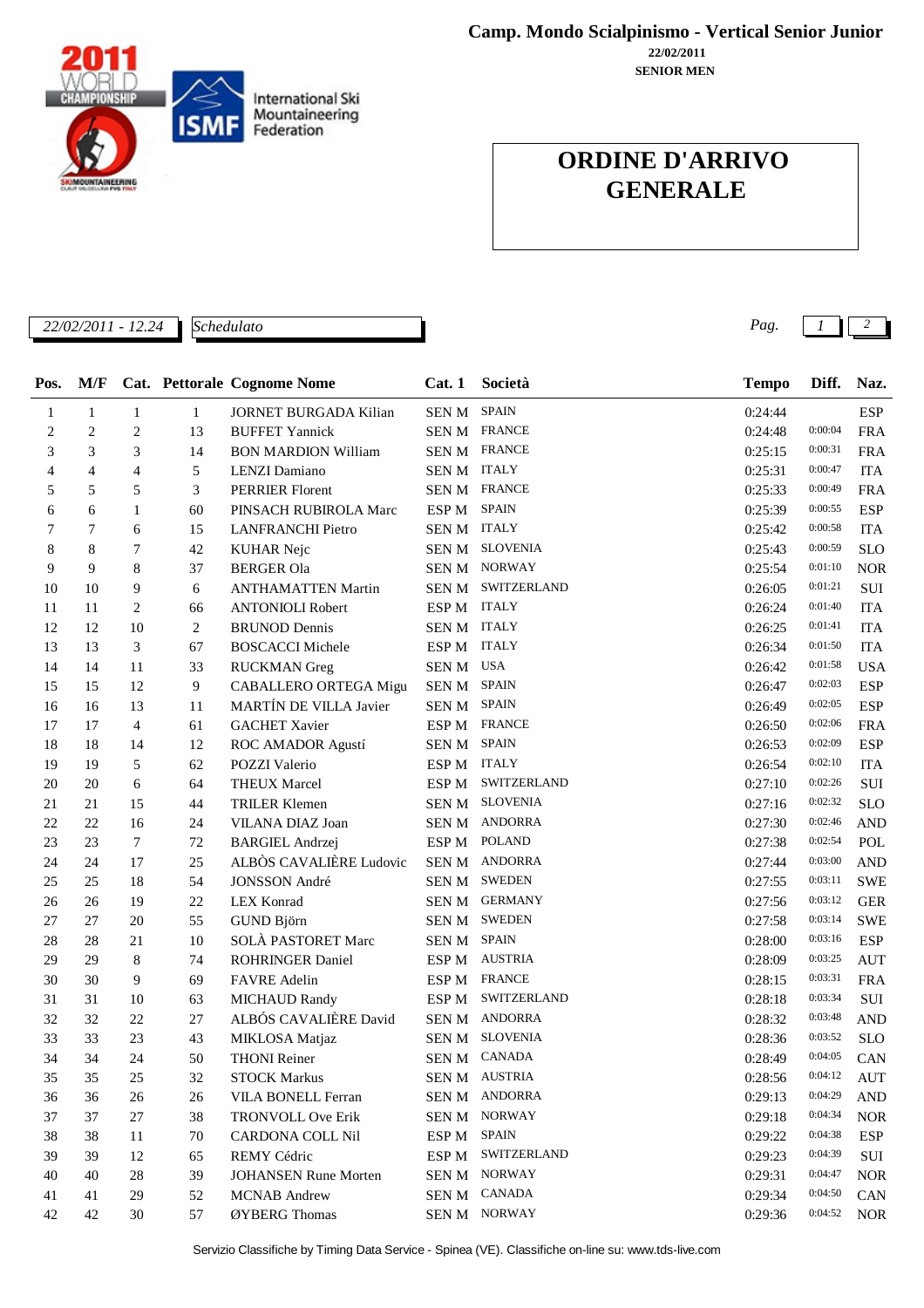**Camp. Mondo Scialpinismo - Vertical Senior Junior**

**22/02/2011**

**SENIOR MEN**

International Ski Mountaineering Federation

# ORDINE D'ARRIVO GENERALE

*22/02/2011 - 12.24* | *Schedulato*

| Pos. | M/F | Cat. | Pettorale | Cognome Nome | Cat. 1 | Società | Tempo | Diff. | Naz. |
|---|---|---|---|---|---|---|---|---|---|
| 1 | 1 | 1 | 1 | JORNET BURGADA Kilian | SEN M | SPAIN | 0:24:44 | | ESP |
| 2 | 2 | 2 | 13 | BUFFET Yannick | SEN M | FRANCE | 0:24:48 | 0:00:04 | FRA |
| 3 | 3 | 3 | 14 | BON MARDION William | SEN M | FRANCE | 0:25:15 | 0:00:31 | FRA |
| 4 | 4 | 4 | 5 | LENZI Damiano | SEN M | ITALY | 0:25:31 | 0:00:47 | ITA |
| 5 | 5 | 5 | 3 | PERRIER Florent | SEN M | FRANCE | 0:25:33 | 0:00:49 | FRA |
| 6 | 6 | 1 | 60 | PINSACH RUBIROLA Marc | ESP M | SPAIN | 0:25:39 | 0:00:55 | ESP |
| 7 | 7 | 6 | 15 | LANFRANCHI Pietro | SEN M | ITALY | 0:25:42 | 0:00:58 | ITA |
| 8 | 8 | 7 | 42 | KUHAR Nejc | SEN M | SLOVENIA | 0:25:43 | 0:00:59 | SLO |
| 9 | 9 | 8 | 37 | BERGER Ola | SEN M | NORWAY | 0:25:54 | 0:01:10 | NOR |
| 10 | 10 | 9 | 6 | ANTHAMATTEN Martin | SEN M | SWITZERLAND | 0:26:05 | 0:01:21 | SUI |
| 11 | 11 | 2 | 66 | ANTONIOLI Robert | ESP M | ITALY | 0:26:24 | 0:01:40 | ITA |
| 12 | 12 | 10 | 2 | BRUNOD Dennis | SEN M | ITALY | 0:26:25 | 0:01:41 | ITA |
| 13 | 13 | 3 | 67 | BOSCACCI Michele | ESP M | ITALY | 0:26:34 | 0:01:50 | ITA |
| 14 | 14 | 11 | 33 | RUCKMAN Greg | SEN M | USA | 0:26:42 | 0:01:58 | USA |
| 15 | 15 | 12 | 9 | CABALLERO ORTEGA Migu | SEN M | SPAIN | 0:26:47 | 0:02:03 | ESP |
| 16 | 16 | 13 | 11 | MARTÍN DE VILLA Javier | SEN M | SPAIN | 0:26:49 | 0:02:05 | ESP |
| 17 | 17 | 4 | 61 | GACHET Xavier | ESP M | FRANCE | 0:26:50 | 0:02:06 | FRA |
| 18 | 18 | 14 | 12 | ROC AMADOR Agustí | SEN M | SPAIN | 0:26:53 | 0:02:09 | ESP |
| 19 | 19 | 5 | 62 | POZZI Valerio | ESP M | ITALY | 0:26:54 | 0:02:10 | ITA |
| 20 | 20 | 6 | 64 | THEUX Marcel | ESP M | SWITZERLAND | 0:27:10 | 0:02:26 | SUI |
| 21 | 21 | 15 | 44 | TRILER Klemen | SEN M | SLOVENIA | 0:27:16 | 0:02:32 | SLO |
| 22 | 22 | 16 | 24 | VILANA DIAZ Joan | SEN M | ANDORRA | 0:27:30 | 0:02:46 | AND |
| 23 | 23 | 7 | 72 | BARGIEL Andrzej | ESP M | POLAND | 0:27:38 | 0:02:54 | POL |
| 24 | 24 | 17 | 25 | ALBÒS CAVALIÈRE Ludovic | SEN M | ANDORRA | 0:27:44 | 0:03:00 | AND |
| 25 | 25 | 18 | 54 | JONSSON André | SEN M | SWEDEN | 0:27:55 | 0:03:11 | SWE |
| 26 | 26 | 19 | 22 | LEX Konrad | SEN M | GERMANY | 0:27:56 | 0:03:12 | GER |
| 27 | 27 | 20 | 55 | GUND Björn | SEN M | SWEDEN | 0:27:58 | 0:03:14 | SWE |
| 28 | 28 | 21 | 10 | SOLÀ PASTORET Marc | SEN M | SPAIN | 0:28:00 | 0:03:16 | ESP |
| 29 | 29 | 8 | 74 | ROHRINGER Daniel | ESP M | AUSTRIA | 0:28:09 | 0:03:25 | AUT |
| 30 | 30 | 9 | 69 | FAVRE Adelin | ESP M | FRANCE | 0:28:15 | 0:03:31 | FRA |
| 31 | 31 | 10 | 63 | MICHAUD Randy | ESP M | SWITZERLAND | 0:28:18 | 0:03:34 | SUI |
| 32 | 32 | 22 | 27 | ALBÓS CAVALIÈRE David | SEN M | ANDORRA | 0:28:32 | 0:03:48 | AND |
| 33 | 33 | 23 | 43 | MIKLOSA Matjaz | SEN M | SLOVENIA | 0:28:36 | 0:03:52 | SLO |
| 34 | 34 | 24 | 50 | THONI Reiner | SEN M | CANADA | 0:28:49 | 0:04:05 | CAN |
| 35 | 35 | 25 | 32 | STOCK Markus | SEN M | AUSTRIA | 0:28:56 | 0:04:12 | AUT |
| 36 | 36 | 26 | 26 | VILA BONELL Ferran | SEN M | ANDORRA | 0:29:13 | 0:04:29 | AND |
| 37 | 37 | 27 | 38 | TRONVOLL Ove Erik | SEN M | NORWAY | 0:29:18 | 0:04:34 | NOR |
| 38 | 38 | 11 | 70 | CARDONA COLL Nil | ESP M | SPAIN | 0:29:22 | 0:04:38 | ESP |
| 39 | 39 | 12 | 65 | REMY Cédric | ESP M | SWITZERLAND | 0:29:23 | 0:04:39 | SUI |
| 40 | 40 | 28 | 39 | JOHANSEN Rune Morten | SEN M | NORWAY | 0:29:31 | 0:04:47 | NOR |
| 41 | 41 | 29 | 52 | MCNAB Andrew | SEN M | CANADA | 0:29:34 | 0:04:50 | CAN |
| 42 | 42 | 30 | 57 | ØYBERG Thomas | SEN M | NORWAY | 0:29:36 | 0:04:52 | NOR |

Servizio Classifiche by Timing Data Service - Spinea (VE). Classifiche on-line su: www.tds-live.com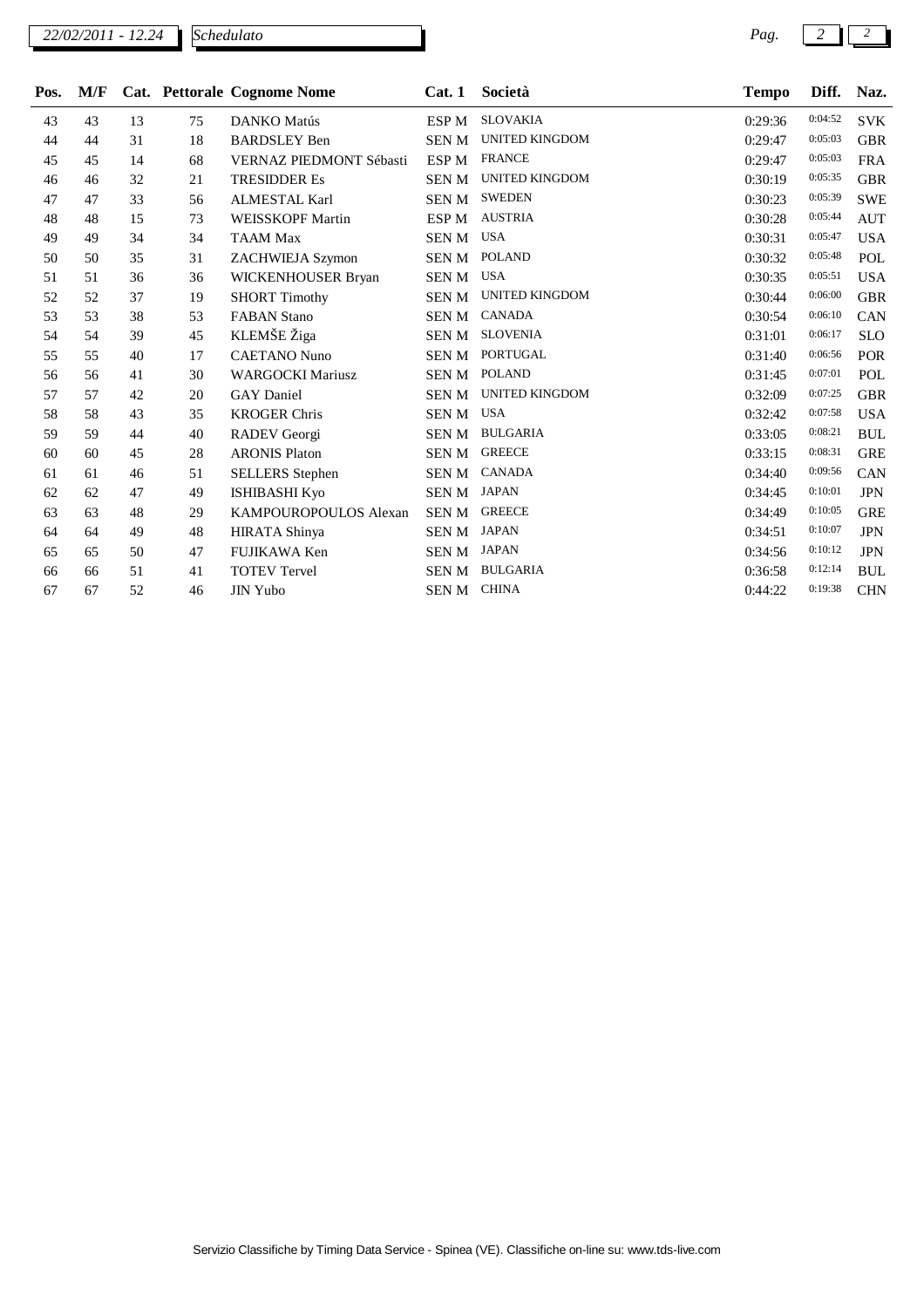| Pos. | M/F | Cat. | Pettorale | Cognome Nome | Cat. 1 | Società | Tempo | Diff. | Naz. |
|---|---|---|---|---|---|---|---|---|---|
| 43 | 43 | 13 | 75 | DANKO Matús | ESP M | SLOVAKIA | 0:29:36 | 0:04:52 | SVK |
| 44 | 44 | 31 | 18 | BARDSLEY Ben | SEN M | UNITED KINGDOM | 0:29:47 | 0:05:03 | GBR |
| 45 | 45 | 14 | 68 | VERNAZ PIEDMONT Sébasti | ESP M | FRANCE | 0:29:47 | 0:05:03 | FRA |
| 46 | 46 | 32 | 21 | TRESIDDER Es | SEN M | UNITED KINGDOM | 0:30:19 | 0:05:35 | GBR |
| 47 | 47 | 33 | 56 | ALMESTAL Karl | SEN M | SWEDEN | 0:30:23 | 0:05:39 | SWE |
| 48 | 48 | 15 | 73 | WEISSKOPF Martin | ESP M | AUSTRIA | 0:30:28 | 0:05:44 | AUT |
| 49 | 49 | 34 | 34 | TAAM Max | SEN M | USA | 0:30:31 | 0:05:47 | USA |
| 50 | 50 | 35 | 31 | ZACHWIEJA Szymon | SEN M | POLAND | 0:30:32 | 0:05:48 | POL |
| 51 | 51 | 36 | 36 | WICKENHOUSER Bryan | SEN M | USA | 0:30:35 | 0:05:51 | USA |
| 52 | 52 | 37 | 19 | SHORT Timothy | SEN M | UNITED KINGDOM | 0:30:44 | 0:06:00 | GBR |
| 53 | 53 | 38 | 53 | FABAN Stano | SEN M | CANADA | 0:30:54 | 0:06:10 | CAN |
| 54 | 54 | 39 | 45 | KLEMŠE Žiga | SEN M | SLOVENIA | 0:31:01 | 0:06:17 | SLO |
| 55 | 55 | 40 | 17 | CAETANO Nuno | SEN M | PORTUGAL | 0:31:40 | 0:06:56 | POR |
| 56 | 56 | 41 | 30 | WARGOCKI Mariusz | SEN M | POLAND | 0:31:45 | 0:07:01 | POL |
| 57 | 57 | 42 | 20 | GAY Daniel | SEN M | UNITED KINGDOM | 0:32:09 | 0:07:25 | GBR |
| 58 | 58 | 43 | 35 | KROGER Chris | SEN M | USA | 0:32:42 | 0:07:58 | USA |
| 59 | 59 | 44 | 40 | RADEV Georgi | SEN M | BULGARIA | 0:33:05 | 0:08:21 | BUL |
| 60 | 60 | 45 | 28 | ARONIS Platon | SEN M | GREECE | 0:33:15 | 0:08:31 | GRE |
| 61 | 61 | 46 | 51 | SELLERS Stephen | SEN M | CANADA | 0:34:40 | 0:09:56 | CAN |
| 62 | 62 | 47 | 49 | ISHIBASHI Kyo | SEN M | JAPAN | 0:34:45 | 0:10:01 | JPN |
| 63 | 63 | 48 | 29 | KAMPOUROPOULOS Alexan | SEN M | GREECE | 0:34:49 | 0:10:05 | GRE |
| 64 | 64 | 49 | 48 | HIRATA Shinya | SEN M | JAPAN | 0:34:51 | 0:10:07 | JPN |
| 65 | 65 | 50 | 47 | FUJIKAWA Ken | SEN M | JAPAN | 0:34:56 | 0:10:12 | JPN |
| 66 | 66 | 51 | 41 | TOTEV Tervel | SEN M | BULGARIA | 0:36:58 | 0:12:14 | BUL |
| 67 | 67 | 52 | 46 | JIN Yubo | SEN M | CHINA | 0:44:22 | 0:19:38 | CHN |

Servizio Classifiche by Timing Data Service - Spinea (VE). Classifiche on-line su: www.tds-live.com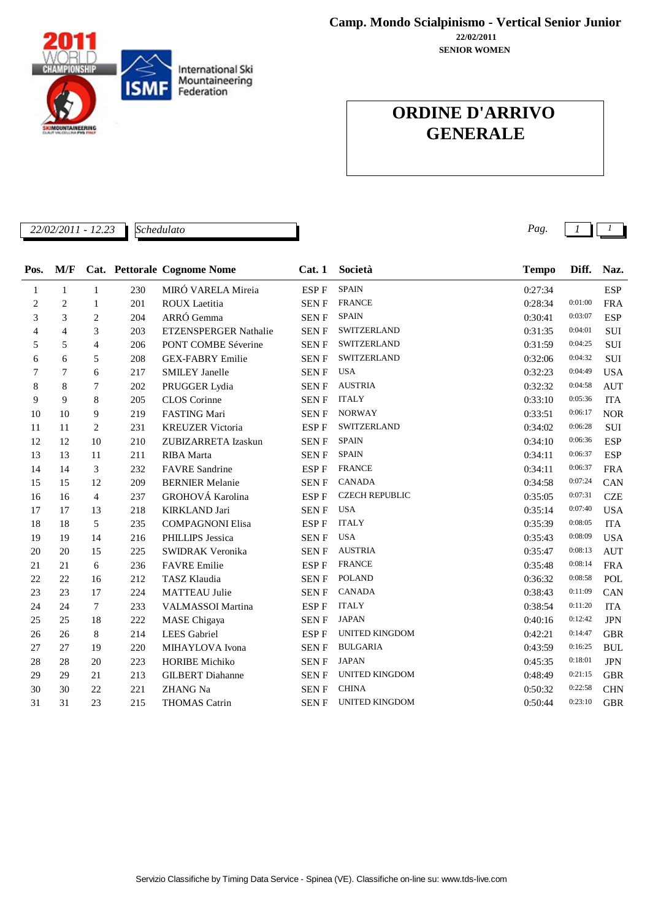International Ski Mountaineering Federation

# Camp. Mondo Scialpinismo - Vertical Senior Junior

**22/02/2011**

**SENIOR WOMEN**

## ORDINE D'ARRIVO GENERALE

*22/02/2011 - 12.23* | *Schedulato*

| Pos. | M/F | Cat. | Pettorale | Cognome Nome | Cat. 1 | Società | Tempo | Diff. | Naz. |
|---|---|---|---|---|---|---|---|---|---|
| 1 | 1 | 1 | 230 | MIRÓ VARELA Mireia | ESP F | SPAIN | 0:27:34 | | ESP |
| 2 | 2 | 1 | 201 | ROUX Laetitia | SEN F | FRANCE | 0:28:34 | 0:01:00 | FRA |
| 3 | 3 | 2 | 204 | ARRÓ Gemma | SEN F | SPAIN | 0:30:41 | 0:03:07 | ESP |
| 4 | 4 | 3 | 203 | ETZENSPERGER Nathalie | SEN F | SWITZERLAND | 0:31:35 | 0:04:01 | SUI |
| 5 | 5 | 4 | 206 | PONT COMBE Séverine | SEN F | SWITZERLAND | 0:31:59 | 0:04:25 | SUI |
| 6 | 6 | 5 | 208 | GEX-FABRY Emilie | SEN F | SWITZERLAND | 0:32:06 | 0:04:32 | SUI |
| 7 | 7 | 6 | 217 | SMILEY Janelle | SEN F | USA | 0:32:23 | 0:04:49 | USA |
| 8 | 8 | 7 | 202 | PRUGGER Lydia | SEN F | AUSTRIA | 0:32:32 | 0:04:58 | AUT |
| 9 | 9 | 8 | 205 | CLOS Corinne | SEN F | ITALY | 0:33:10 | 0:05:36 | ITA |
| 10 | 10 | 9 | 219 | FASTING Mari | SEN F | NORWAY | 0:33:51 | 0:06:17 | NOR |
| 11 | 11 | 2 | 231 | KREUZER Victoria | ESP F | SWITZERLAND | 0:34:02 | 0:06:28 | SUI |
| 12 | 12 | 10 | 210 | ZUBIZARRETA Izaskun | SEN F | SPAIN | 0:34:10 | 0:06:36 | ESP |
| 13 | 13 | 11 | 211 | RIBA Marta | SEN F | SPAIN | 0:34:11 | 0:06:37 | ESP |
| 14 | 14 | 3 | 232 | FAVRE Sandrine | ESP F | FRANCE | 0:34:11 | 0:06:37 | FRA |
| 15 | 15 | 12 | 209 | BERNIER Melanie | SEN F | CANADA | 0:34:58 | 0:07:24 | CAN |
| 16 | 16 | 4 | 237 | GROHOVÁ Karolina | ESP F | CZECH REPUBLIC | 0:35:05 | 0:07:31 | CZE |
| 17 | 17 | 13 | 218 | KIRKLAND Jari | SEN F | USA | 0:35:14 | 0:07:40 | USA |
| 18 | 18 | 5 | 235 | COMPAGNONI Elisa | ESP F | ITALY | 0:35:39 | 0:08:05 | ITA |
| 19 | 19 | 14 | 216 | PHILLIPS Jessica | SEN F | USA | 0:35:43 | 0:08:09 | USA |
| 20 | 20 | 15 | 225 | SWIDRAK Veronika | SEN F | AUSTRIA | 0:35:47 | 0:08:13 | AUT |
| 21 | 21 | 6 | 236 | FAVRE Emilie | ESP F | FRANCE | 0:35:48 | 0:08:14 | FRA |
| 22 | 22 | 16 | 212 | TASZ Klaudia | SEN F | POLAND | 0:36:32 | 0:08:58 | POL |
| 23 | 23 | 17 | 224 | MATTEAU Julie | SEN F | CANADA | 0:38:43 | 0:11:09 | CAN |
| 24 | 24 | 7 | 233 | VALMASSOI Martina | ESP F | ITALY | 0:38:54 | 0:11:20 | ITA |
| 25 | 25 | 18 | 222 | MASE Chigaya | SEN F | JAPAN | 0:40:16 | 0:12:42 | JPN |
| 26 | 26 | 8 | 214 | LEES Gabriel | ESP F | UNITED KINGDOM | 0:42:21 | 0:14:47 | GBR |
| 27 | 27 | 19 | 220 | MIHAYLOVA Ivona | SEN F | BULGARIA | 0:43:59 | 0:16:25 | BUL |
| 28 | 28 | 20 | 223 | HORIBE Michiko | SEN F | JAPAN | 0:45:35 | 0:18:01 | JPN |
| 29 | 29 | 21 | 213 | GILBERT Diahanne | SEN F | UNITED KINGDOM | 0:48:49 | 0:21:15 | GBR |
| 30 | 30 | 22 | 221 | ZHANG Na | SEN F | CHINA | 0:50:32 | 0:22:58 | CHN |
| 31 | 31 | 23 | 215 | THOMAS Catrin | SEN F | UNITED KINGDOM | 0:50:44 | 0:23:10 | GBR |

Servizio Classifiche by Timing Data Service - Spinea (VE). Classifiche on-line su: www.tds-live.com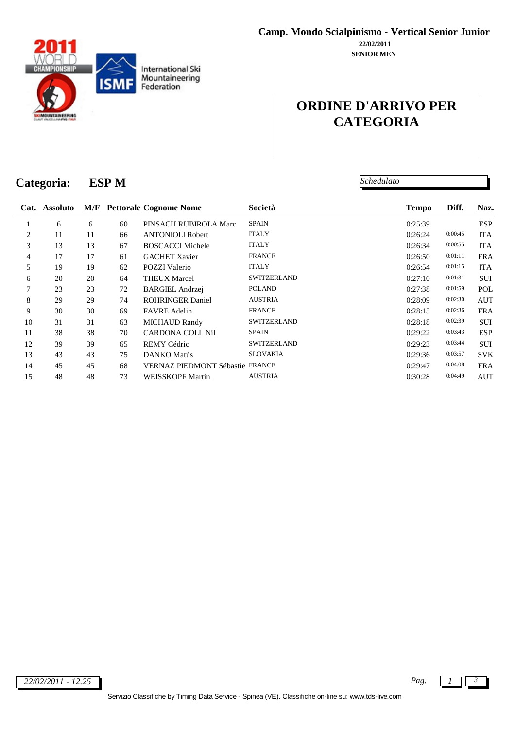**Camp. Mondo Scialpinismo - Vertical Senior Junior**

**22/02/2011**

**SENIOR MEN**

# ORDINE D'ARRIVO PER CATEGORIA

*Schedulato*

## Categoria: ESP M

| Cat. | Assoluto | M/F | Pettorale | Cognome Nome | Società | Tempo | Diff. | Naz. |
|---|---|---|---|---|---|---|---|---|
| 1 | 6 | 6 | 60 | PINSACH RUBIROLA Marc | SPAIN | 0:25:39 | | ESP |
| 2 | 11 | 11 | 66 | ANTONIOLI Robert | ITALY | 0:26:24 | 0:00:45 | ITA |
| 3 | 13 | 13 | 67 | BOSCACCI Michele | ITALY | 0:26:34 | 0:00:55 | ITA |
| 4 | 17 | 17 | 61 | GACHET Xavier | FRANCE | 0:26:50 | 0:01:11 | FRA |
| 5 | 19 | 19 | 62 | POZZI Valerio | ITALY | 0:26:54 | 0:01:15 | ITA |
| 6 | 20 | 20 | 64 | THEUX Marcel | SWITZERLAND | 0:27:10 | 0:01:31 | SUI |
| 7 | 23 | 23 | 72 | BARGIEL Andrzej | POLAND | 0:27:38 | 0:01:59 | POL |
| 8 | 29 | 29 | 74 | ROHRINGER Daniel | AUSTRIA | 0:28:09 | 0:02:30 | AUT |
| 9 | 30 | 30 | 69 | FAVRE Adelin | FRANCE | 0:28:15 | 0:02:36 | FRA |
| 10 | 31 | 31 | 63 | MICHAUD Randy | SWITZERLAND | 0:28:18 | 0:02:39 | SUI |
| 11 | 38 | 38 | 70 | CARDONA COLL Nil | SPAIN | 0:29:22 | 0:03:43 | ESP |
| 12 | 39 | 39 | 65 | REMY Cédric | SWITZERLAND | 0:29:23 | 0:03:44 | SUI |
| 13 | 43 | 43 | 75 | DANKO Matús | SLOVAKIA | 0:29:36 | 0:03:57 | SVK |
| 14 | 45 | 45 | 68 | VERNAZ PIEDMONT Sébastie | FRANCE | 0:29:47 | 0:04:08 | FRA |
| 15 | 48 | 48 | 73 | WEISSKOPF Martin | AUSTRIA | 0:30:28 | 0:04:49 | AUT |

*22/02/2011 - 12.25*

Servizio Classifiche by Timing Data Service - Spinea (VE). Classifiche on-line su: www.tds-live.com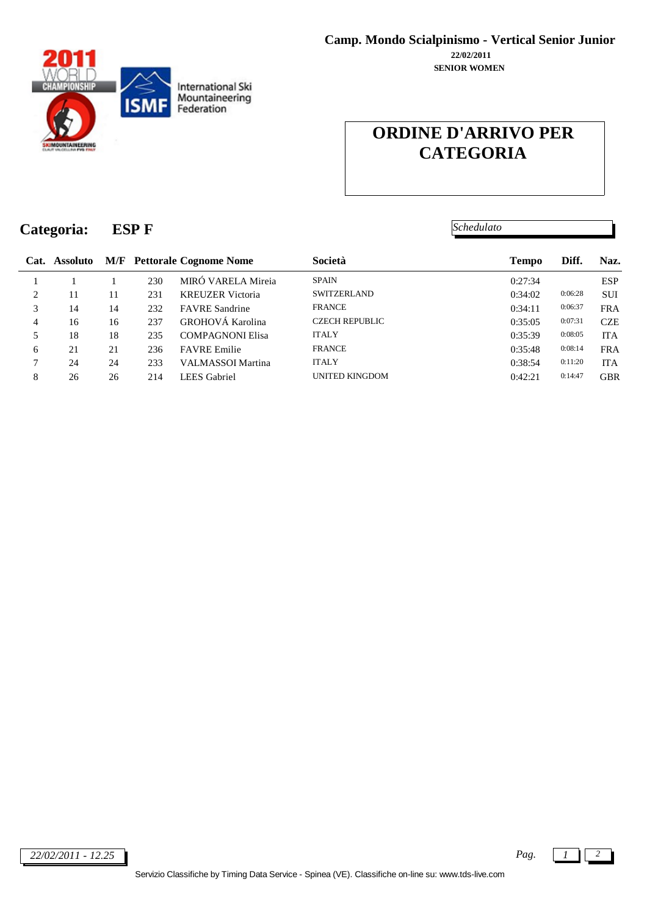**Camp. Mondo Scialpinismo - Vertical Senior Junior**

**22/02/2011**

**SENIOR WOMEN**

# ORDINE D'ARRIVO PER CATEGORIA

## Categoria: ESP F

*Schedulato*

| Cat. | Assoluto | M/F | Pettorale | Cognome Nome | Società | Tempo | Diff. | Naz. |
|---|---|---|---|---|---|---|---|---|
| 1 | 1 | 1 | 230 | MIRÓ VARELA Mireia | SPAIN | 0:27:34 | | ESP |
| 2 | 11 | 11 | 231 | KREUZER Victoria | SWITZERLAND | 0:34:02 | 0:06:28 | SUI |
| 3 | 14 | 14 | 232 | FAVRE Sandrine | FRANCE | 0:34:11 | 0:06:37 | FRA |
| 4 | 16 | 16 | 237 | GROHOVÁ Karolina | CZECH REPUBLIC | 0:35:05 | 0:07:31 | CZE |
| 5 | 18 | 18 | 235 | COMPAGNONI Elisa | ITALY | 0:35:39 | 0:08:05 | ITA |
| 6 | 21 | 21 | 236 | FAVRE Emilie | FRANCE | 0:35:48 | 0:08:14 | FRA |
| 7 | 24 | 24 | 233 | VALMASSOI Martina | ITALY | 0:38:54 | 0:11:20 | ITA |
| 8 | 26 | 26 | 214 | LEES Gabriel | UNITED KINGDOM | 0:42:21 | 0:14:47 | GBR |

*22/02/2011 - 12.25*

Servizio Classifiche by Timing Data Service - Spinea (VE). Classifiche on-line su: www.tds-live.com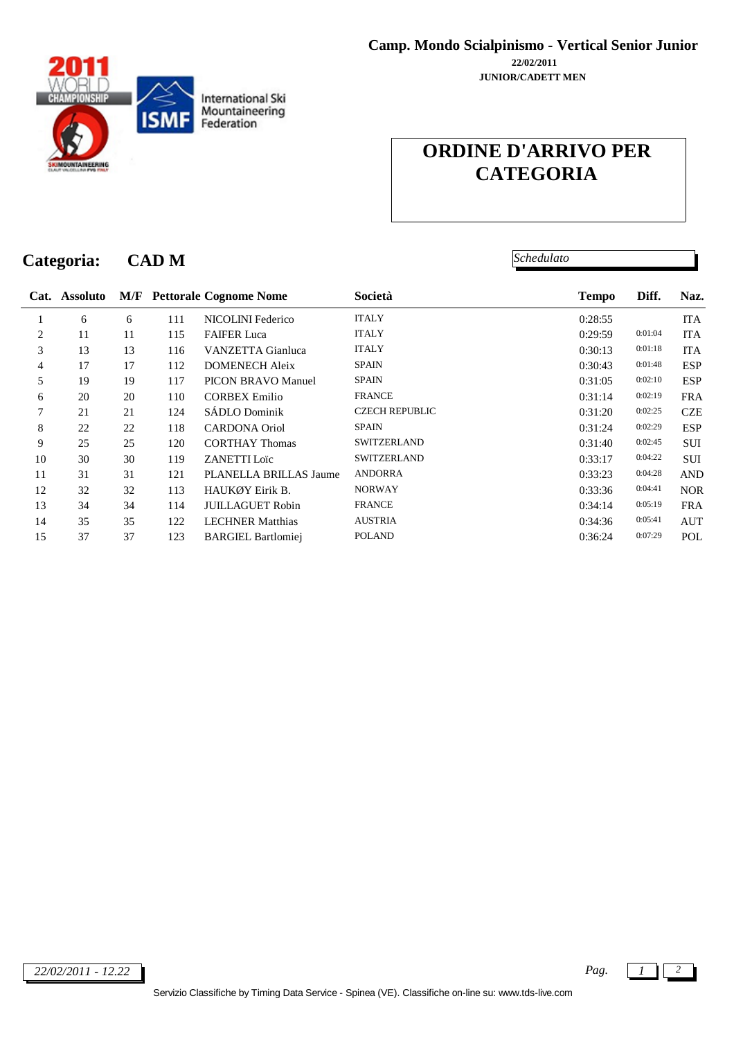**Camp. Mondo Scialpinismo - Vertical Senior Junior**

**22/02/2011**

**JUNIOR/CADETT MEN**

# ORDINE D'ARRIVO PER CATEGORIA

## Categoria: CAD M

*Schedulato*

| Cat. | Assoluto | M/F | Pettorale | Cognome Nome | Società | Tempo | Diff. | Naz. |
|---|---|---|---|---|---|---|---|---|
| 1 | 6 | 6 | 111 | NICOLINI Federico | ITALY | 0:28:55 | | ITA |
| 2 | 11 | 11 | 115 | FAIFER Luca | ITALY | 0:29:59 | 0:01:04 | ITA |
| 3 | 13 | 13 | 116 | VANZETTA Gianluca | ITALY | 0:30:13 | 0:01:18 | ITA |
| 4 | 17 | 17 | 112 | DOMENECH Aleix | SPAIN | 0:30:43 | 0:01:48 | ESP |
| 5 | 19 | 19 | 117 | PICON BRAVO Manuel | SPAIN | 0:31:05 | 0:02:10 | ESP |
| 6 | 20 | 20 | 110 | CORBEX Emilio | FRANCE | 0:31:14 | 0:02:19 | FRA |
| 7 | 21 | 21 | 124 | SÁDLO Dominik | CZECH REPUBLIC | 0:31:20 | 0:02:25 | CZE |
| 8 | 22 | 22 | 118 | CARDONA Oriol | SPAIN | 0:31:24 | 0:02:29 | ESP |
| 9 | 25 | 25 | 120 | CORTHAY Thomas | SWITZERLAND | 0:31:40 | 0:02:45 | SUI |
| 10 | 30 | 30 | 119 | ZANETTI Loïc | SWITZERLAND | 0:33:17 | 0:04:22 | SUI |
| 11 | 31 | 31 | 121 | PLANELLA BRILLAS Jaume | ANDORRA | 0:33:23 | 0:04:28 | AND |
| 12 | 32 | 32 | 113 | HAUKØY Eirik B. | NORWAY | 0:33:36 | 0:04:41 | NOR |
| 13 | 34 | 34 | 114 | JUILLAGUET Robin | FRANCE | 0:34:14 | 0:05:19 | FRA |
| 14 | 35 | 35 | 122 | LECHNER Matthias | AUSTRIA | 0:34:36 | 0:05:41 | AUT |
| 15 | 37 | 37 | 123 | BARGIEL Bartlomiej | POLAND | 0:36:24 | 0:07:29 | POL |

*22/02/2011 - 12.22*

Servizio Classifiche by Timing Data Service - Spinea (VE). Classifiche on-line su: www.tds-live.com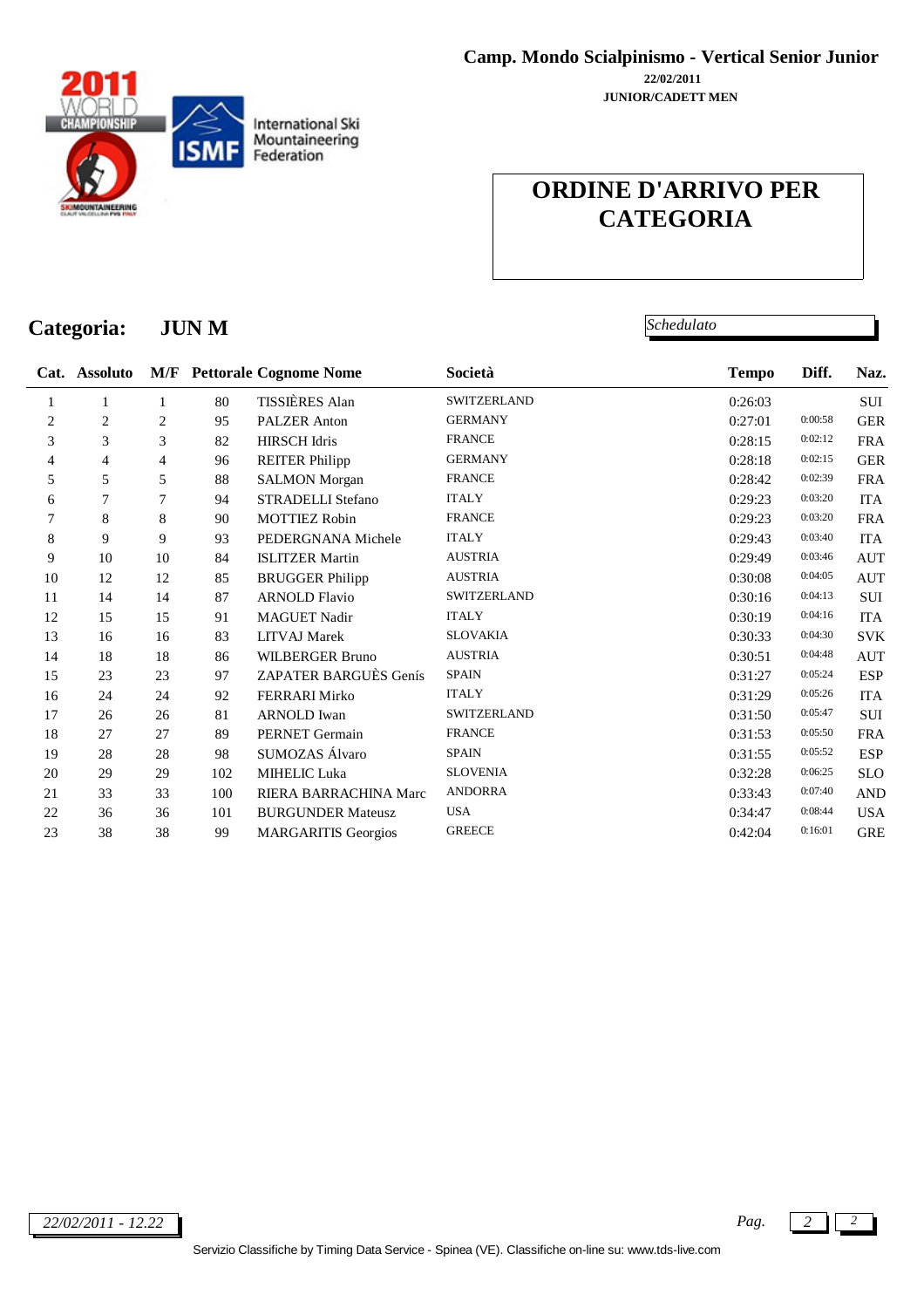**Camp. Mondo Scialpinismo - Vertical Senior Junior**

**22/02/2011**

**JUNIOR/CADETT MEN**

International Ski Mountaineering Federation

# ORDINE D'ARRIVO PER CATEGORIA

## Categoria: JUN M

*Schedulato*

| Cat. | Assoluto | M/F | Pettorale | Cognome Nome | Società | Tempo | Diff. | Naz. |
|---|---|---|---|---|---|---|---|---|
| 1 | 1 | 1 | 80 | TISSIÈRES Alan | SWITZERLAND | 0:26:03 | | SUI |
| 2 | 2 | 2 | 95 | PALZER Anton | GERMANY | 0:27:01 | 0:00:58 | GER |
| 3 | 3 | 3 | 82 | HIRSCH Idris | FRANCE | 0:28:15 | 0:02:12 | FRA |
| 4 | 4 | 4 | 96 | REITER Philipp | GERMANY | 0:28:18 | 0:02:15 | GER |
| 5 | 5 | 5 | 88 | SALMON Morgan | FRANCE | 0:28:42 | 0:02:39 | FRA |
| 6 | 7 | 7 | 94 | STRADELLI Stefano | ITALY | 0:29:23 | 0:03:20 | ITA |
| 7 | 8 | 8 | 90 | MOTTIEZ Robin | FRANCE | 0:29:23 | 0:03:20 | FRA |
| 8 | 9 | 9 | 93 | PEDERGNANA Michele | ITALY | 0:29:43 | 0:03:40 | ITA |
| 9 | 10 | 10 | 84 | ISLITZER Martin | AUSTRIA | 0:29:49 | 0:03:46 | AUT |
| 10 | 12 | 12 | 85 | BRUGGER Philipp | AUSTRIA | 0:30:08 | 0:04:05 | AUT |
| 11 | 14 | 14 | 87 | ARNOLD Flavio | SWITZERLAND | 0:30:16 | 0:04:13 | SUI |
| 12 | 15 | 15 | 91 | MAGUET Nadir | ITALY | 0:30:19 | 0:04:16 | ITA |
| 13 | 16 | 16 | 83 | LITVAJ Marek | SLOVAKIA | 0:30:33 | 0:04:30 | SVK |
| 14 | 18 | 18 | 86 | WILBERGER Bruno | AUSTRIA | 0:30:51 | 0:04:48 | AUT |
| 15 | 23 | 23 | 97 | ZAPATER BARGUÈS Genís | SPAIN | 0:31:27 | 0:05:24 | ESP |
| 16 | 24 | 24 | 92 | FERRARI Mirko | ITALY | 0:31:29 | 0:05:26 | ITA |
| 17 | 26 | 26 | 81 | ARNOLD Iwan | SWITZERLAND | 0:31:50 | 0:05:47 | SUI |
| 18 | 27 | 27 | 89 | PERNET Germain | FRANCE | 0:31:53 | 0:05:50 | FRA |
| 19 | 28 | 28 | 98 | SUMOZAS Álvaro | SPAIN | 0:31:55 | 0:05:52 | ESP |
| 20 | 29 | 29 | 102 | MIHELIC Luka | SLOVENIA | 0:32:28 | 0:06:25 | SLO |
| 21 | 33 | 33 | 100 | RIERA BARRACHINA Marc | ANDORRA | 0:33:43 | 0:07:40 | AND |
| 22 | 36 | 36 | 101 | BURGUNDER Mateusz | USA | 0:34:47 | 0:08:44 | USA |
| 23 | 38 | 38 | 99 | MARGARITIS Georgios | GREECE | 0:42:04 | 0:16:01 | GRE |

*22/02/2011 - 12.22*

Servizio Classifiche by Timing Data Service - Spinea (VE). Classifiche on-line su: www.tds-live.com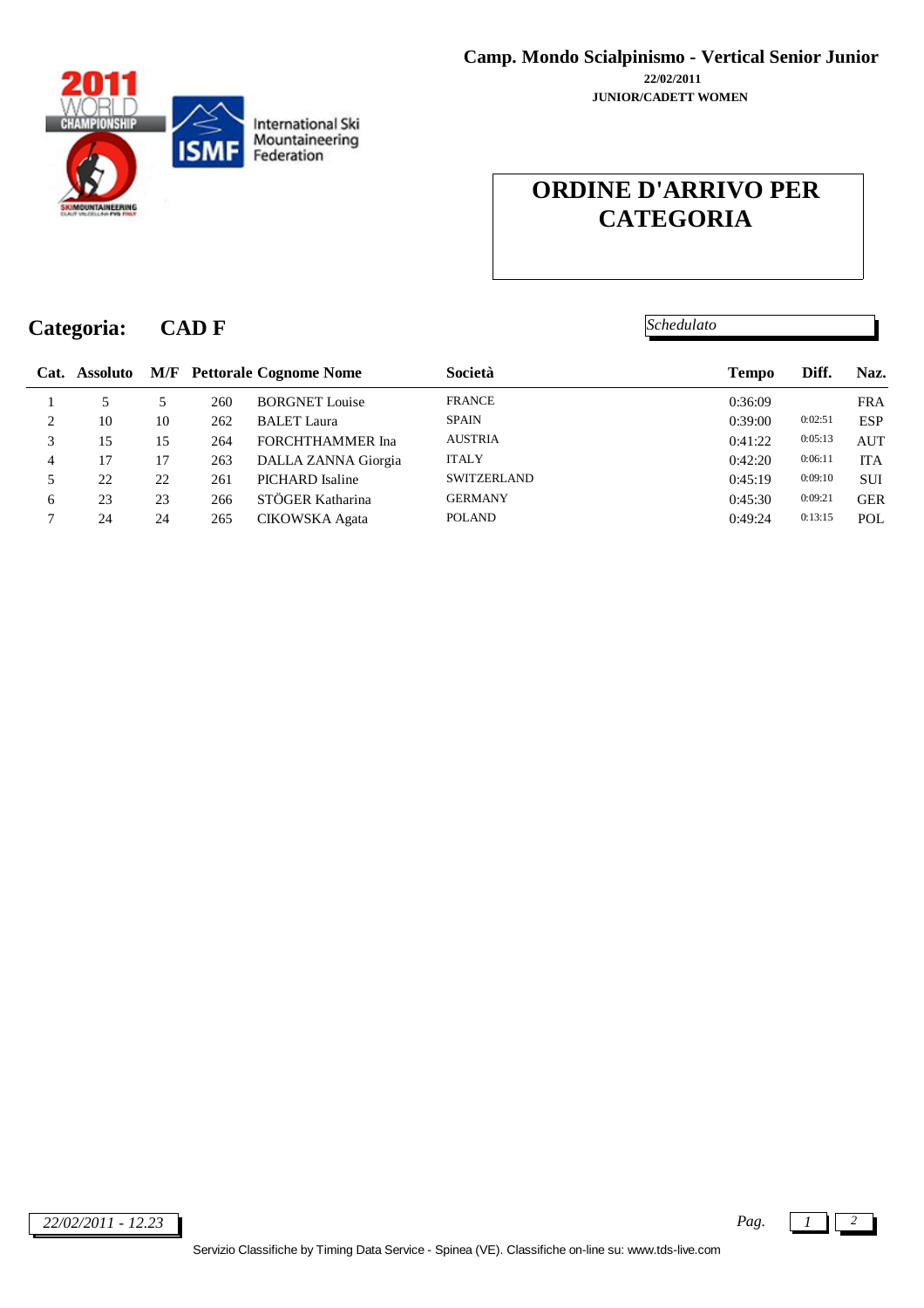**Camp. Mondo Scialpinismo - Vertical Senior Junior**

**22/02/2011**

**JUNIOR/CADETT WOMEN**

International Ski Mountaineering Federation

# ORDINE D'ARRIVO PER CATEGORIA

## Categoria: CAD F

*Schedulato*

| Cat. | Assoluto | M/F | Pettorale | Cognome Nome | Società | Tempo | Diff. | Naz. |
|---|---|---|---|---|---|---|---|---|
| 1 | 5 | 5 | 260 | BORGNET Louise | FRANCE | 0:36:09 | | FRA |
| 2 | 10 | 10 | 262 | BALET Laura | SPAIN | 0:39:00 | 0:02:51 | ESP |
| 3 | 15 | 15 | 264 | FORCHTHAMMER Ina | AUSTRIA | 0:41:22 | 0:05:13 | AUT |
| 4 | 17 | 17 | 263 | DALLA ZANNA Giorgia | ITALY | 0:42:20 | 0:06:11 | ITA |
| 5 | 22 | 22 | 261 | PICHARD Isaline | SWITZERLAND | 0:45:19 | 0:09:10 | SUI |
| 6 | 23 | 23 | 266 | STÖGER Katharina | GERMANY | 0:45:30 | 0:09:21 | GER |
| 7 | 24 | 24 | 265 | CIKOWSKA Agata | POLAND | 0:49:24 | 0:13:15 | POL |

*22/02/2011 - 12.23*

Servizio Classifiche by Timing Data Service - Spinea (VE). Classifiche on-line su: www.tds-live.com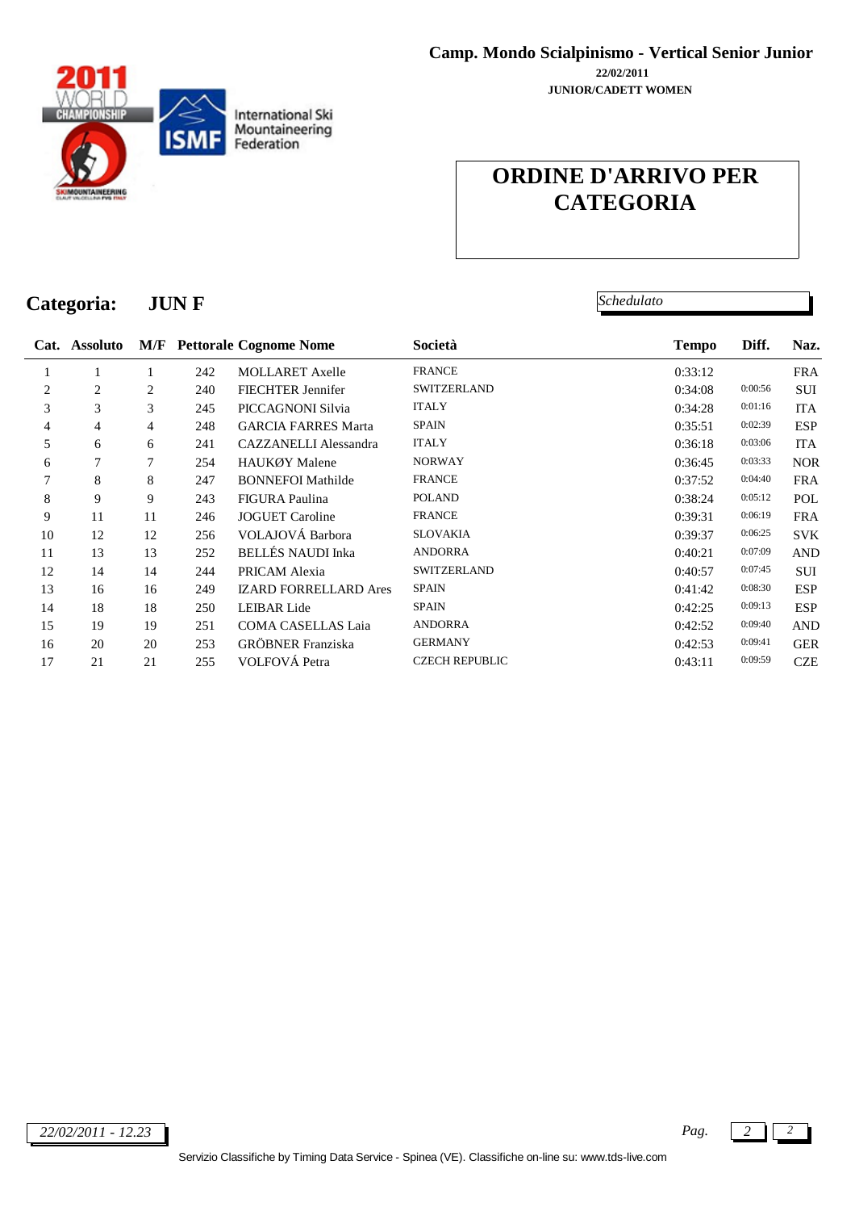**Camp. Mondo Scialpinismo - Vertical Senior Junior**

**22/02/2011**

**JUNIOR/CADETT WOMEN**

International Ski Mountaineering Federation

# ORDINE D'ARRIVO PER CATEGORIA

## Categoria: JUN F

*Schedulato*

| Cat. | Assoluto | M/F | Pettorale | Cognome Nome | Società | Tempo | Diff. | Naz. |
|---|---|---|---|---|---|---|---|---|
| 1 | 1 | 1 | 242 | MOLLARET Axelle | FRANCE | 0:33:12 | | FRA |
| 2 | 2 | 2 | 240 | FIECHTER Jennifer | SWITZERLAND | 0:34:08 | 0:00:56 | SUI |
| 3 | 3 | 3 | 245 | PICCAGNONI Silvia | ITALY | 0:34:28 | 0:01:16 | ITA |
| 4 | 4 | 4 | 248 | GARCIA FARRES Marta | SPAIN | 0:35:51 | 0:02:39 | ESP |
| 5 | 6 | 6 | 241 | CAZZANELLI Alessandra | ITALY | 0:36:18 | 0:03:06 | ITA |
| 6 | 7 | 7 | 254 | HAUKØY Malene | NORWAY | 0:36:45 | 0:03:33 | NOR |
| 7 | 8 | 8 | 247 | BONNEFOI Mathilde | FRANCE | 0:37:52 | 0:04:40 | FRA |
| 8 | 9 | 9 | 243 | FIGURA Paulina | POLAND | 0:38:24 | 0:05:12 | POL |
| 9 | 11 | 11 | 246 | JOGUET Caroline | FRANCE | 0:39:31 | 0:06:19 | FRA |
| 10 | 12 | 12 | 256 | VOLAJOVÁ Barbora | SLOVAKIA | 0:39:37 | 0:06:25 | SVK |
| 11 | 13 | 13 | 252 | BELLÉS NAUDI Inka | ANDORRA | 0:40:21 | 0:07:09 | AND |
| 12 | 14 | 14 | 244 | PRICAM Alexia | SWITZERLAND | 0:40:57 | 0:07:45 | SUI |
| 13 | 16 | 16 | 249 | IZARD FORRELLARD Ares | SPAIN | 0:41:42 | 0:08:30 | ESP |
| 14 | 18 | 18 | 250 | LEIBAR Lide | SPAIN | 0:42:25 | 0:09:13 | ESP |
| 15 | 19 | 19 | 251 | COMA CASELLAS Laia | ANDORRA | 0:42:52 | 0:09:40 | AND |
| 16 | 20 | 20 | 253 | GRÖBNER Franziska | GERMANY | 0:42:53 | 0:09:41 | GER |
| 17 | 21 | 21 | 255 | VOLFOVÁ Petra | CZECH REPUBLIC | 0:43:11 | 0:09:59 | CZE |

*22/02/2011 - 12.23*

Servizio Classifiche by Timing Data Service - Spinea (VE). Classifiche on-line su: www.tds-live.com